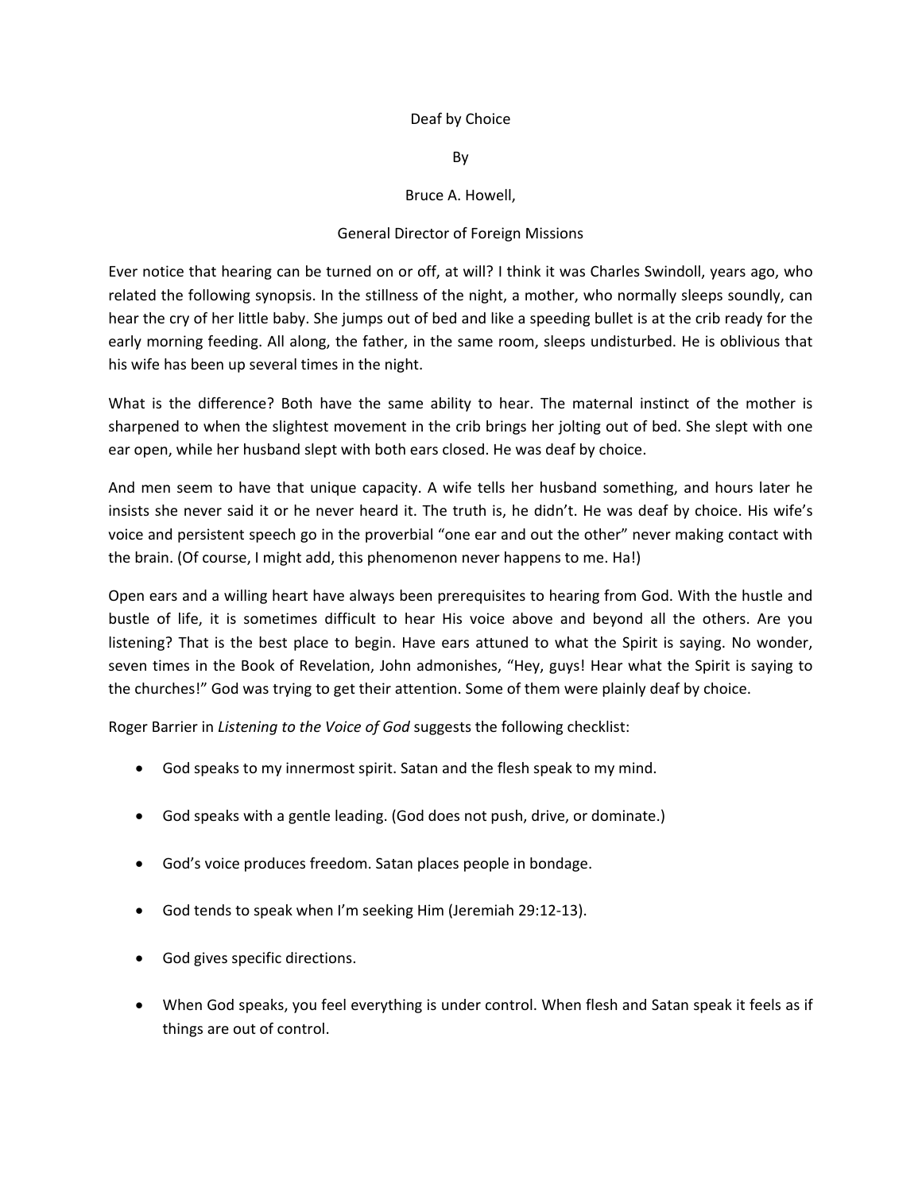# Deaf by Choice

By

Bruce A. Howell,

General Director of Foreign Missions

Ever notice that hearing can be turned on or off, at will? I think it was Charles Swindoll, years ago, who related the following synopsis. In the stillness of the night, a mother, who normally sleeps soundly, can hear the cry of her little baby. She jumps out of bed and like a speeding bullet is at the crib ready for the early morning feeding. All along, the father, in the same room, sleeps undisturbed. He is oblivious that his wife has been up several times in the night.

What is the difference? Both have the same ability to hear. The maternal instinct of the mother is sharpened to when the slightest movement in the crib brings her jolting out of bed. She slept with one ear open, while her husband slept with both ears closed. He was deaf by choice.

And men seem to have that unique capacity. A wife tells her husband something, and hours later he insists she never said it or he never heard it. The truth is, he didn't. He was deaf by choice. His wife's voice and persistent speech go in the proverbial "one ear and out the other" never making contact with the brain. (Of course, I might add, this phenomenon never happens to me. Ha!)

Open ears and a willing heart have always been prerequisites to hearing from God. With the hustle and bustle of life, it is sometimes difficult to hear His voice above and beyond all the others. Are you listening? That is the best place to begin. Have ears attuned to what the Spirit is saying. No wonder, seven times in the Book of Revelation, John admonishes, "Hey, guys! Hear what the Spirit is saying to the churches!" God was trying to get their attention. Some of them were plainly deaf by choice.

Roger Barrier in *Listening to the Voice of God* suggests the following checklist:

- God speaks to my innermost spirit. Satan and the flesh speak to my mind.
- God speaks with a gentle leading. (God does not push, drive, or dominate.)
- God's voice produces freedom. Satan places people in bondage.
- God tends to speak when I'm seeking Him (Jeremiah 29:12-13).
- God gives specific directions.
- When God speaks, you feel everything is under control. When flesh and Satan speak it feels as if things are out of control.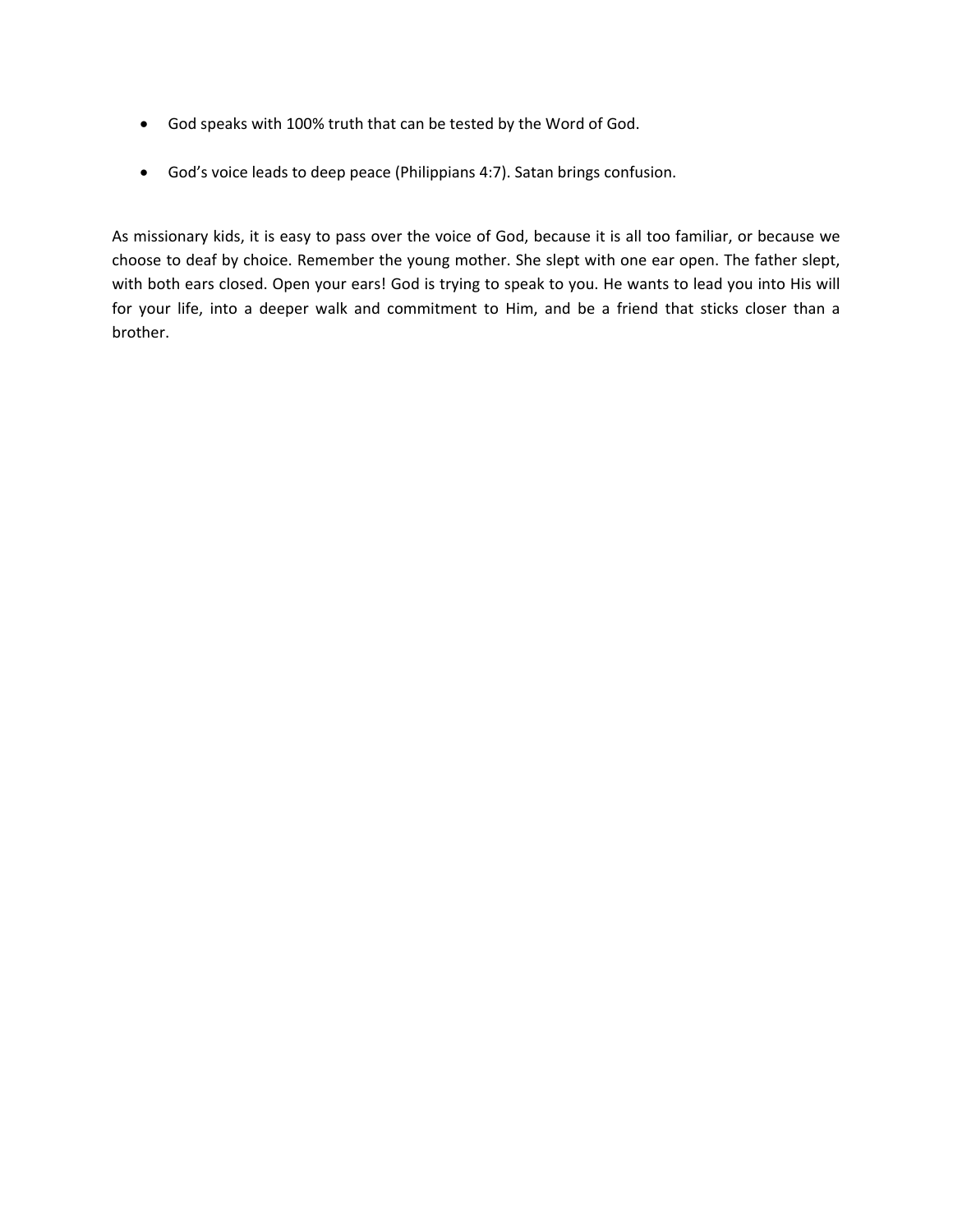- God speaks with 100% truth that can be tested by the Word of God.

- God's voice leads to deep peace (Philippians 4:7). Satan brings confusion.

As missionary kids, it is easy to pass over the voice of God, because it is all too familiar, or because we choose to deaf by choice. Remember the young mother. She slept with one ear open. The father slept, with both ears closed. Open your ears! God is trying to speak to you. He wants to lead you into His will for your life, into a deeper walk and commitment to Him, and be a friend that sticks closer than a brother.